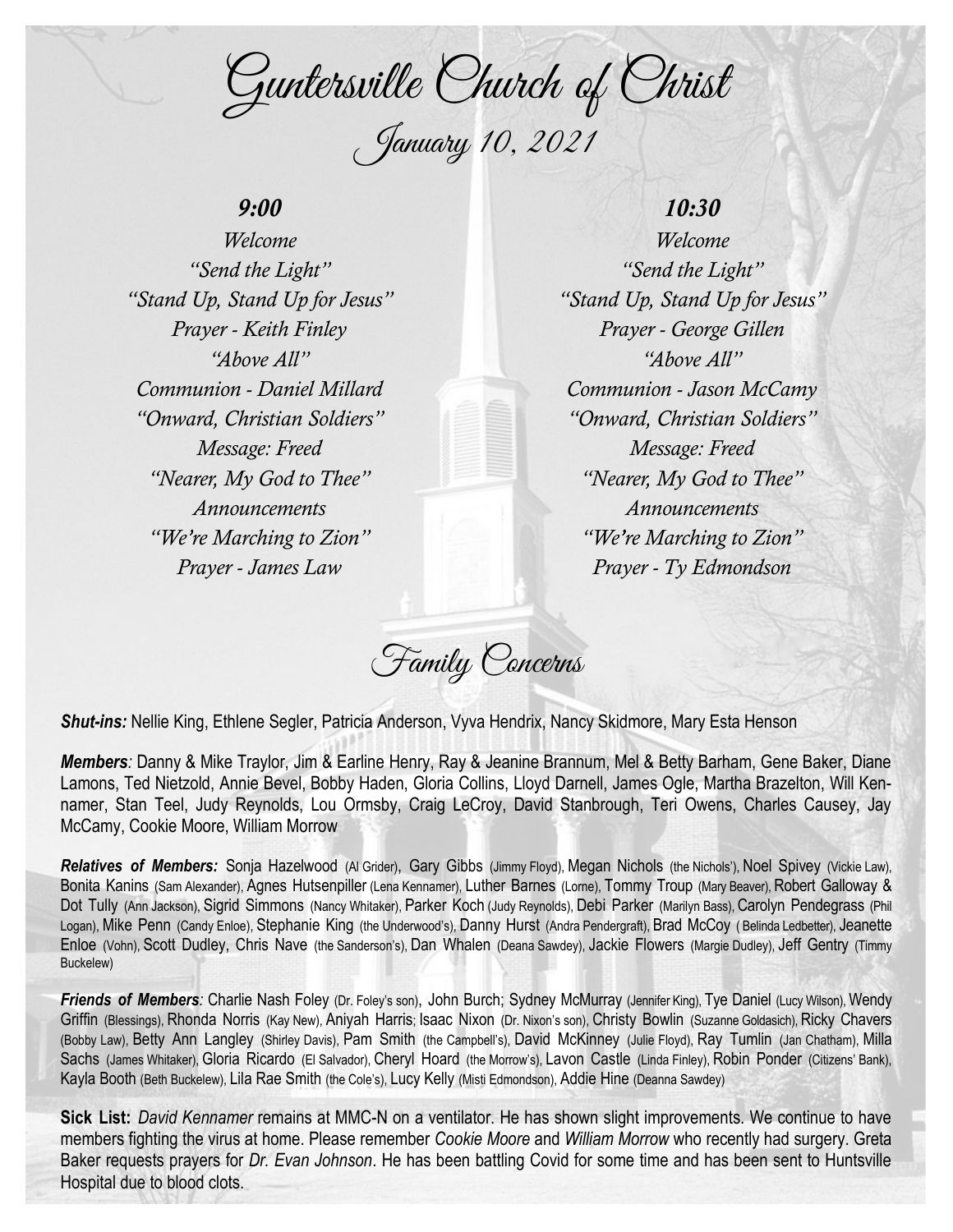# Guntersville Church of Christ

## January 10, 2021

### 9:00

*Welcome*
*"Send the Light"*
*"Stand Up, Stand Up for Jesus"*
*Prayer - Keith Finley*
*"Above All"*
*Communion - Daniel Millard*
*"Onward, Christian Soldiers"*
*Message: Freed*
*"Nearer, My God to Thee"*
*Announcements*
*"We're Marching to Zion"*
*Prayer - James Law*

### 10:30

*Welcome*
*"Send the Light"*
*"Stand Up, Stand Up for Jesus"*
*Prayer - George Gillen*
*"Above All"*
*Communion - Jason McCamy*
*"Onward, Christian Soldiers"*
*Message: Freed*
*"Nearer, My God to Thee"*
*Announcements*
*"We're Marching to Zion"*
*Prayer - Ty Edmondson*

## Family Concerns

***Shut-ins:*** Nellie King, Ethlene Segler, Patricia Anderson, Vyva Hendrix, Nancy Skidmore, Mary Esta Henson

***Members**:* Danny & Mike Traylor, Jim & Earline Henry, Ray & Jeanine Brannum, Mel & Betty Barham, Gene Baker, Diane Lamons, Ted Nietzold, Annie Bevel, Bobby Haden, Gloria Collins, Lloyd Darnell, James Ogle, Martha Brazelton, Will Kennamer, Stan Teel, Judy Reynolds, Lou Ormsby, Craig LeCroy, David Stanbrough, Teri Owens, Charles Causey, Jay McCamy, Cookie Moore, William Morrow

***Relatives of Members:*** Sonja Hazelwood (Al Grider), Gary Gibbs (Jimmy Floyd), Megan Nichols (the Nichols'), Noel Spivey (Vickie Law), Bonita Kanins (Sam Alexander), Agnes Hutsenpiller (Lena Kennamer), Luther Barnes (Lorne), Tommy Troup (Mary Beaver), Robert Galloway & Dot Tully (Ann Jackson), Sigrid Simmons (Nancy Whitaker), Parker Koch (Judy Reynolds), Debi Parker (Marilyn Bass), Carolyn Pendegrass (Phil Logan), Mike Penn (Candy Enloe), Stephanie King (the Underwood's), Danny Hurst (Andra Pendergraft), Brad McCoy ( Belinda Ledbetter), Jeanette Enloe (Vohn), Scott Dudley, Chris Nave (the Sanderson's), Dan Whalen (Deana Sawdey), Jackie Flowers (Margie Dudley), Jeff Gentry (Timmy Buckelew)

***Friends of Members**:* Charlie Nash Foley (Dr. Foley's son), John Burch; Sydney McMurray (Jennifer King), Tye Daniel (Lucy Wilson), Wendy Griffin (Blessings), Rhonda Norris (Kay New), Aniyah Harris; Isaac Nixon (Dr. Nixon's son), Christy Bowlin (Suzanne Goldasich), Ricky Chavers (Bobby Law), Betty Ann Langley (Shirley Davis), Pam Smith (the Campbell's), David McKinney (Julie Floyd), Ray Tumlin (Jan Chatham), Milla Sachs (James Whitaker), Gloria Ricardo (El Salvador), Cheryl Hoard (the Morrow's), Lavon Castle (Linda Finley), Robin Ponder (Citizens' Bank), Kayla Booth (Beth Buckelew), Lila Rae Smith (the Cole's), Lucy Kelly (Misti Edmondson), Addie Hine (Deanna Sawdey)

**Sick List:** *David Kennamer* remains at MMC-N on a ventilator. He has shown slight improvements. We continue to have members fighting the virus at home. Please remember *Cookie Moore* and *William Morrow* who recently had surgery. Greta Baker requests prayers for *Dr. Evan Johnson*. He has been battling Covid for some time and has been sent to Huntsville Hospital due to blood clots.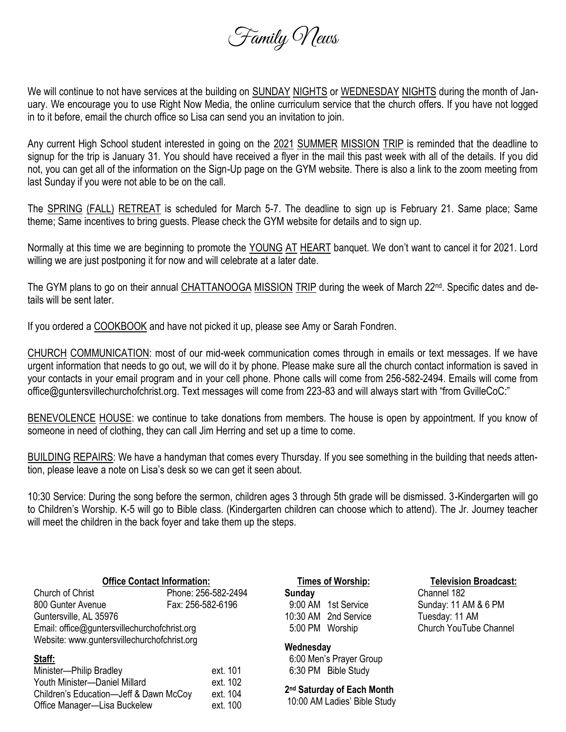# Family News

We will continue to not have services at the building on SUNDAY NIGHTS or WEDNESDAY NIGHTS during the month of January. We encourage you to use Right Now Media, the online curriculum service that the church offers. If you have not logged in to it before, email the church office so Lisa can send you an invitation to join.

Any current High School student interested in going on the 2021 SUMMER MISSION TRIP is reminded that the deadline to signup for the trip is January 31. You should have received a flyer in the mail this past week with all of the details. If you did not, you can get all of the information on the Sign-Up page on the GYM website. There is also a link to the zoom meeting from last Sunday if you were not able to be on the call.

The SPRING (FALL) RETREAT is scheduled for March 5-7. The deadline to sign up is February 21. Same place; Same theme; Same incentives to bring guests. Please check the GYM website for details and to sign up.

Normally at this time we are beginning to promote the YOUNG AT HEART banquet. We don't want to cancel it for 2021. Lord willing we are just postponing it for now and will celebrate at a later date.

The GYM plans to go on their annual CHATTANOOGA MISSION TRIP during the week of March 22nd. Specific dates and details will be sent later.

If you ordered a COOKBOOK and have not picked it up, please see Amy or Sarah Fondren.

CHURCH COMMUNICATION: most of our mid-week communication comes through in emails or text messages. If we have urgent information that needs to go out, we will do it by phone. Please make sure all the church contact information is saved in your contacts in your email program and in your cell phone. Phone calls will come from 256-582-2494. Emails will come from office@guntersvillechurchofchrist.org. Text messages will come from 223-83 and will always start with "from GvilleCoC:"

BENEVOLENCE HOUSE: we continue to take donations from members. The house is open by appointment. If you know of someone in need of clothing, they can call Jim Herring and set up a time to come.

BUILDING REPAIRS: We have a handyman that comes every Thursday. If you see something in the building that needs attention, please leave a note on Lisa's desk so we can get it seen about.

10:30 Service: During the song before the sermon, children ages 3 through 5th grade will be dismissed. 3-Kindergarten will go to Children's Worship. K-5 will go to Bible class. (Kindergarten children can choose which to attend). The Jr. Journey teacher will meet the children in the back foyer and take them up the steps.

**Office Contact Information:**

Church of Christ — Phone: 256-582-2494
800 Gunter Avenue — Fax: 256-582-6196
Guntersville, AL 35976
Email: office@guntersvillechurchofchrist.org
Website: www.guntersvillechurchofchrist.org

**Staff:**

| | |
|---|---|
| Minister—Philip Bradley | ext. 101 |
| Youth Minister—Daniel Millard | ext. 102 |
| Children's Education—Jeff & Dawn McCoy | ext. 104 |
| Office Manager—Lisa Buckelew | ext. 100 |

**Times of Worship:**

**Sunday**
9:00 AM 1st Service
10:30 AM 2nd Service
5:00 PM Worship

**Wednesday**
6:00 Men's Prayer Group
6:30 PM Bible Study

**2nd Saturday of Each Month**
10:00 AM Ladies' Bible Study

**Television Broadcast:**

Channel 182
Sunday: 11 AM & 6 PM
Tuesday: 11 AM
Church YouTube Channel